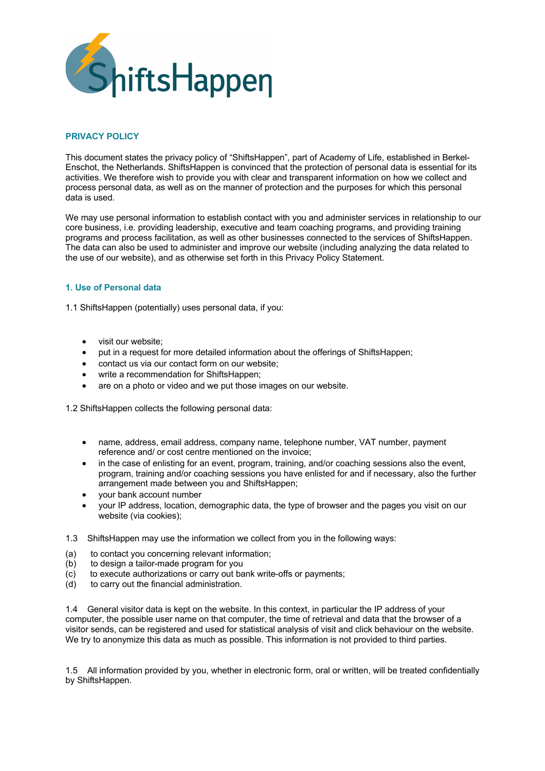# PRIVACY POLICY

This document states the privacy policy of "ShiftsHappen", part of Academy of Life, established in Berkel-Enschot, the Netherlands. ShiftsHappen is convinced that the protection of personal data is essential for its activities. We therefore wish to provide you with clear and transparent information on how we collect and process personal data, as well as on the manner of protection and the purposes for which this personal data is used.

We may use personal information to establish contact with you and administer services in relationship to our core business, i.e. providing leadership, executive and team coaching programs, and providing training programs and process facilitation, as well as other businesses connected to the services of ShiftsHappen. The data can also be used to administer and improve our website (including analyzing the data related to the use of our website), and as otherwise set forth in this Privacy Policy Statement.

## 1. Use of Personal data

1.1 ShiftsHappen (potentially) uses personal data, if you:

- visit our website;
- put in a request for more detailed information about the offerings of ShiftsHappen;
- contact us via our contact form on our website;
- write a recommendation for ShiftsHappen;
- are on a photo or video and we put those images on our website.

1.2 ShiftsHappen collects the following personal data:

- name, address, email address, company name, telephone number, VAT number, payment reference and/ or cost centre mentioned on the invoice;
- in the case of enlisting for an event, program, training, and/or coaching sessions also the event, program, training and/or coaching sessions you have enlisted for and if necessary, also the further arrangement made between you and ShiftsHappen;
- your bank account number
- your IP address, location, demographic data, the type of browser and the pages you visit on our website (via cookies);

1.3 ShiftsHappen may use the information we collect from you in the following ways:

(a) to contact you concerning relevant information;
(b) to design a tailor-made program for you
(c) to execute authorizations or carry out bank write-offs or payments;
(d) to carry out the financial administration.

1.4 General visitor data is kept on the website. In this context, in particular the IP address of your computer, the possible user name on that computer, the time of retrieval and data that the browser of a visitor sends, can be registered and used for statistical analysis of visit and click behaviour on the website. We try to anonymize this data as much as possible. This information is not provided to third parties.

1.5 All information provided by you, whether in electronic form, oral or written, will be treated confidentially by ShiftsHappen.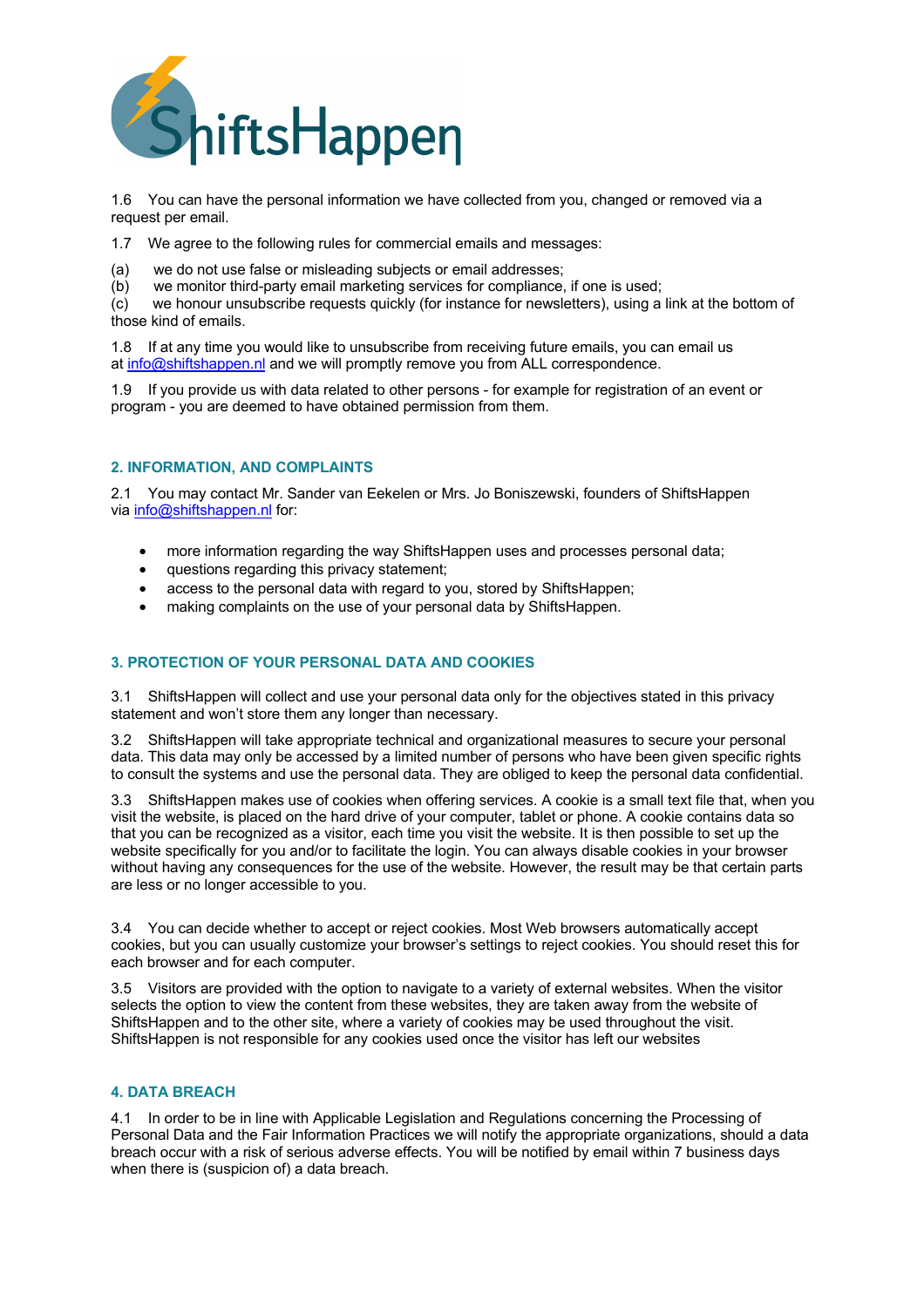1.6 You can have the personal information we have collected from you, changed or removed via a request per email.

1.7 We agree to the following rules for commercial emails and messages:

(a) we do not use false or misleading subjects or email addresses;
(b) we monitor third-party email marketing services for compliance, if one is used;
(c) we honour unsubscribe requests quickly (for instance for newsletters), using a link at the bottom of those kind of emails.

1.8 If at any time you would like to unsubscribe from receiving future emails, you can email us at info@shiftshappen.nl and we will promptly remove you from ALL correspondence.

1.9 If you provide us with data related to other persons - for example for registration of an event or program - you are deemed to have obtained permission from them.

## 2. INFORMATION, AND COMPLAINTS

2.1 You may contact Mr. Sander van Eekelen or Mrs. Jo Boniszewski, founders of ShiftsHappen via info@shiftshappen.nl for:

- more information regarding the way ShiftsHappen uses and processes personal data;
- questions regarding this privacy statement;
- access to the personal data with regard to you, stored by ShiftsHappen;
- making complaints on the use of your personal data by ShiftsHappen.

## 3. PROTECTION OF YOUR PERSONAL DATA AND COOKIES

3.1 ShiftsHappen will collect and use your personal data only for the objectives stated in this privacy statement and won't store them any longer than necessary.

3.2 ShiftsHappen will take appropriate technical and organizational measures to secure your personal data. This data may only be accessed by a limited number of persons who have been given specific rights to consult the systems and use the personal data. They are obliged to keep the personal data confidential.

3.3 ShiftsHappen makes use of cookies when offering services. A cookie is a small text file that, when you visit the website, is placed on the hard drive of your computer, tablet or phone. A cookie contains data so that you can be recognized as a visitor, each time you visit the website. It is then possible to set up the website specifically for you and/or to facilitate the login. You can always disable cookies in your browser without having any consequences for the use of the website. However, the result may be that certain parts are less or no longer accessible to you.

3.4 You can decide whether to accept or reject cookies. Most Web browsers automatically accept cookies, but you can usually customize your browser's settings to reject cookies. You should reset this for each browser and for each computer.

3.5 Visitors are provided with the option to navigate to a variety of external websites. When the visitor selects the option to view the content from these websites, they are taken away from the website of ShiftsHappen and to the other site, where a variety of cookies may be used throughout the visit. ShiftsHappen is not responsible for any cookies used once the visitor has left our websites

## 4. DATA BREACH

4.1 In order to be in line with Applicable Legislation and Regulations concerning the Processing of Personal Data and the Fair Information Practices we will notify the appropriate organizations, should a data breach occur with a risk of serious adverse effects. You will be notified by email within 7 business days when there is (suspicion of) a data breach.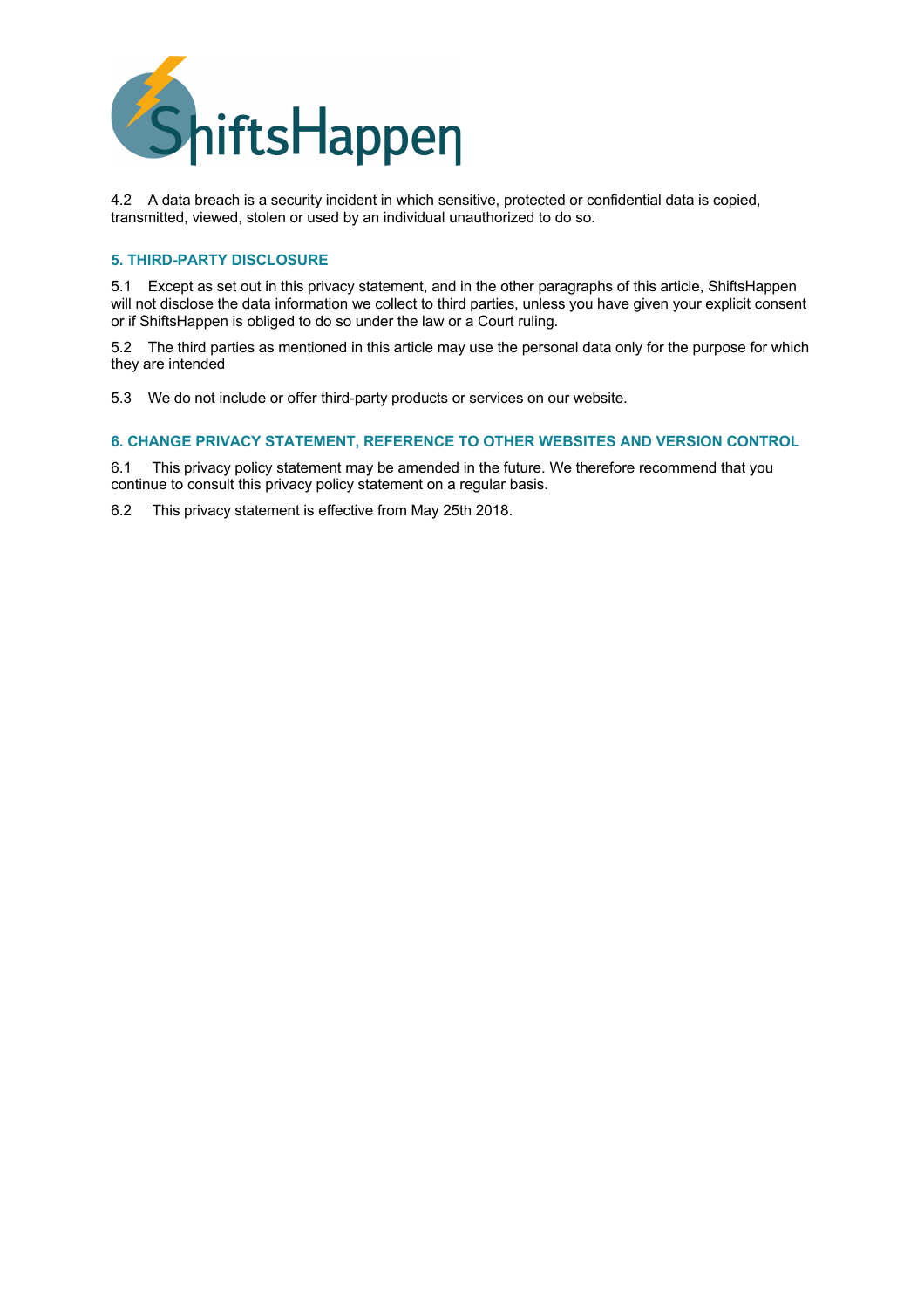4.2 A data breach is a security incident in which sensitive, protected or confidential data is copied, transmitted, viewed, stolen or used by an individual unauthorized to do so.

## 5. THIRD-PARTY DISCLOSURE

5.1 Except as set out in this privacy statement, and in the other paragraphs of this article, ShiftsHappen will not disclose the data information we collect to third parties, unless you have given your explicit consent or if ShiftsHappen is obliged to do so under the law or a Court ruling.

5.2 The third parties as mentioned in this article may use the personal data only for the purpose for which they are intended

5.3 We do not include or offer third-party products or services on our website.

## 6. CHANGE PRIVACY STATEMENT, REFERENCE TO OTHER WEBSITES AND VERSION CONTROL

6.1 This privacy policy statement may be amended in the future. We therefore recommend that you continue to consult this privacy policy statement on a regular basis.

6.2 This privacy statement is effective from May 25th 2018.